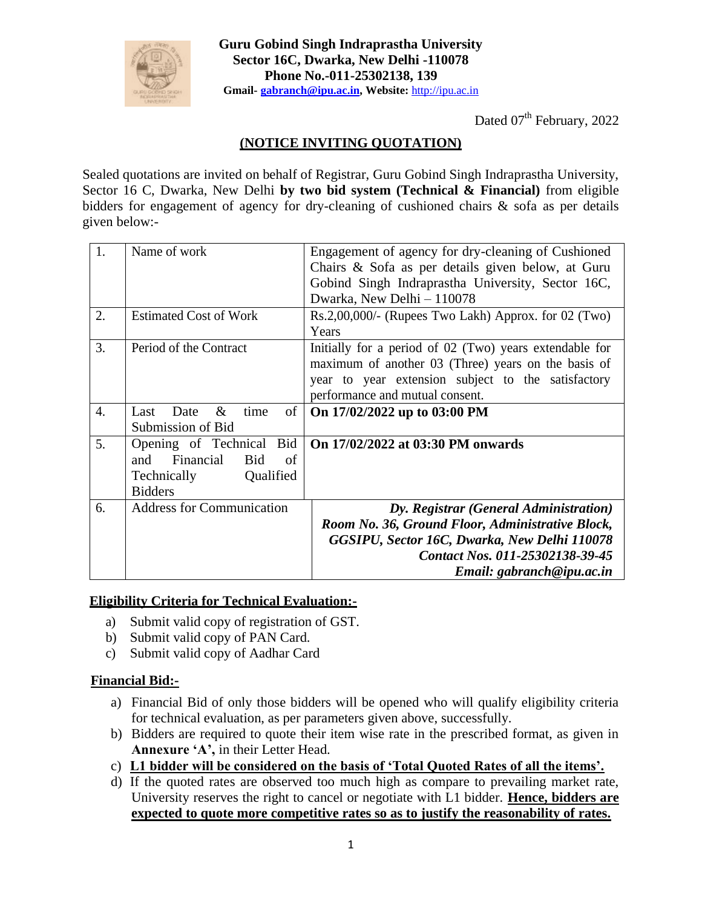**Guru Gobind Singh Indraprastha University**
**Sector 16C, Dwarka, New Delhi -110078**
**Phone No.-011-25302138, 139**
**Gmail- gabranch@ipu.ac.in, Website:** http://ipu.ac.in

Dated 07th February, 2022

## (NOTICE INVITING QUOTATION)

Sealed quotations are invited on behalf of Registrar, Guru Gobind Singh Indraprastha University, Sector 16 C, Dwarka, New Delhi **by two bid system (Technical & Financial)** from eligible bidders for engagement of agency for dry-cleaning of cushioned chairs & sofa as per details given below:-

| | | |
|---|---|---|
| 1. | Name of work | Engagement of agency for dry-cleaning of Cushioned Chairs & Sofa as per details given below, at Guru Gobind Singh Indraprastha University, Sector 16C, Dwarka, New Delhi – 110078 |
| 2. | Estimated Cost of Work | Rs.2,00,000/- (Rupees Two Lakh) Approx. for 02 (Two) Years |
| 3. | Period of the Contract | Initially for a period of 02 (Two) years extendable for maximum of another 03 (Three) years on the basis of year to year extension subject to the satisfactory performance and mutual consent. |
| 4. | Last Date & time of Submission of Bid | **On 17/02/2022 up to 03:00 PM** |
| 5. | Opening of Technical Bid and Financial Bid of Technically Qualified Bidders | **On 17/02/2022 at 03:30 PM onwards** |
| 6. | Address for Communication | ***Dy. Registrar (General Administration)*** ***Room No. 36, Ground Floor, Administrative Block, GGSIPU, Sector 16C, Dwarka, New Delhi 110078*** ***Contact Nos. 011-25302138-39-45*** ***Email: gabranch@ipu.ac.in*** |

### Eligibility Criteria for Technical Evaluation:-

a) Submit valid copy of registration of GST.
b) Submit valid copy of PAN Card.
c) Submit valid copy of Aadhar Card

### Financial Bid:-

a) Financial Bid of only those bidders will be opened who will qualify eligibility criteria for technical evaluation, as per parameters given above, successfully.
b) Bidders are required to quote their item wise rate in the prescribed format, as given in **Annexure 'A',** in their Letter Head.
c) **L1 bidder will be considered on the basis of 'Total Quoted Rates of all the items'.**
d) If the quoted rates are observed too much high as compare to prevailing market rate, University reserves the right to cancel or negotiate with L1 bidder. **Hence, bidders are expected to quote more competitive rates so as to justify the reasonability of rates.**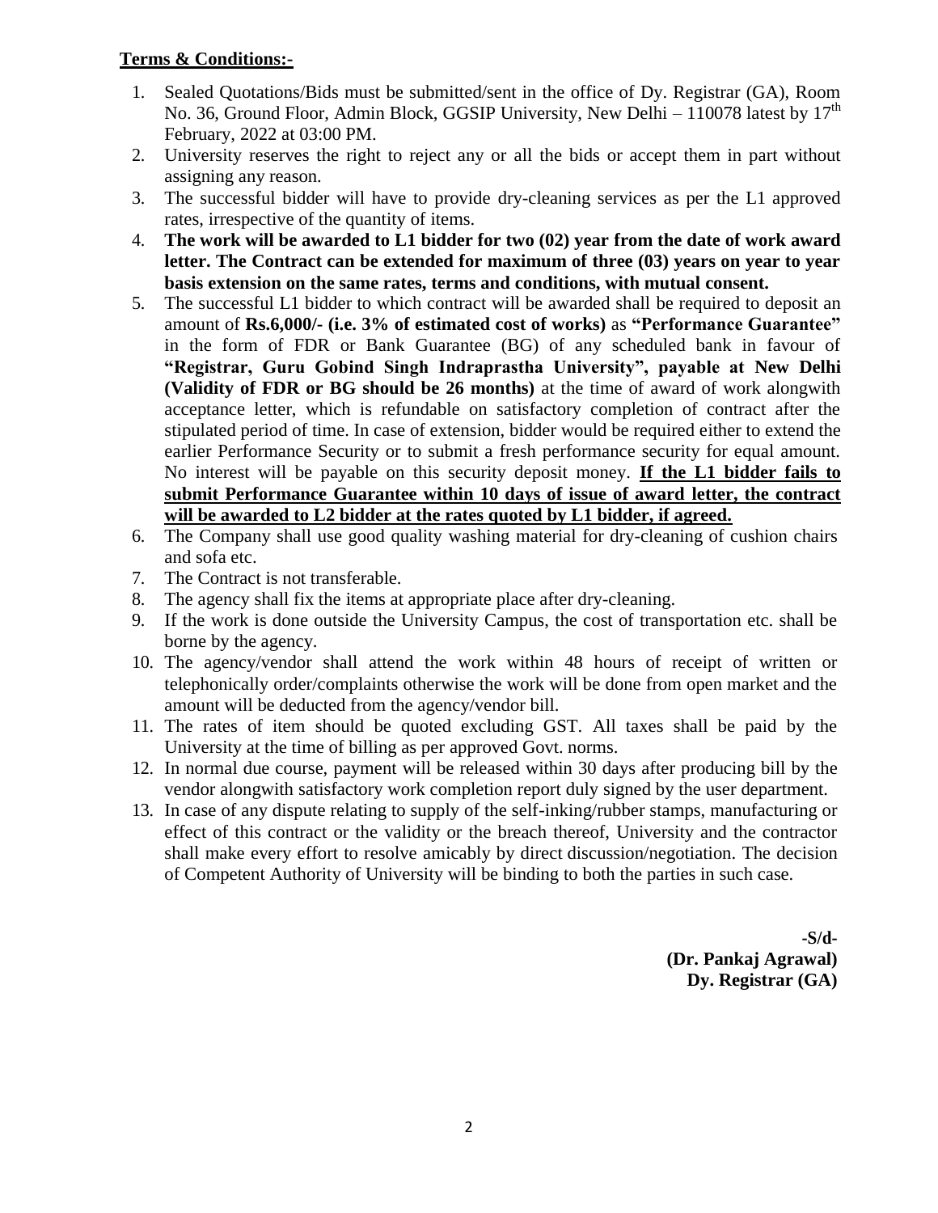**Terms & Conditions:-**

1. Sealed Quotations/Bids must be submitted/sent in the office of Dy. Registrar (GA), Room No. 36, Ground Floor, Admin Block, GGSIP University, New Delhi – 110078 latest by 17th February, 2022 at 03:00 PM.
2. University reserves the right to reject any or all the bids or accept them in part without assigning any reason.
3. The successful bidder will have to provide dry-cleaning services as per the L1 approved rates, irrespective of the quantity of items.
4. **The work will be awarded to L1 bidder for two (02) year from the date of work award letter. The Contract can be extended for maximum of three (03) years on year to year basis extension on the same rates, terms and conditions, with mutual consent.**
5. The successful L1 bidder to which contract will be awarded shall be required to deposit an amount of **Rs.6,000/- (i.e. 3% of estimated cost of works)** as **"Performance Guarantee"** in the form of FDR or Bank Guarantee (BG) of any scheduled bank in favour of **"Registrar, Guru Gobind Singh Indraprastha University", payable at New Delhi (Validity of FDR or BG should be 26 months)** at the time of award of work alongwith acceptance letter, which is refundable on satisfactory completion of contract after the stipulated period of time. In case of extension, bidder would be required either to extend the earlier Performance Security or to submit a fresh performance security for equal amount. No interest will be payable on this security deposit money. **If the L1 bidder fails to submit Performance Guarantee within 10 days of issue of award letter, the contract will be awarded to L2 bidder at the rates quoted by L1 bidder, if agreed.**
6. The Company shall use good quality washing material for dry-cleaning of cushion chairs and sofa etc.
7. The Contract is not transferable.
8. The agency shall fix the items at appropriate place after dry-cleaning.
9. If the work is done outside the University Campus, the cost of transportation etc. shall be borne by the agency.
10. The agency/vendor shall attend the work within 48 hours of receipt of written or telephonically order/complaints otherwise the work will be done from open market and the amount will be deducted from the agency/vendor bill.
11. The rates of item should be quoted excluding GST. All taxes shall be paid by the University at the time of billing as per approved Govt. norms.
12. In normal due course, payment will be released within 30 days after producing bill by the vendor alongwith satisfactory work completion report duly signed by the user department.
13. In case of any dispute relating to supply of the self-inking/rubber stamps, manufacturing or effect of this contract or the validity or the breach thereof, University and the contractor shall make every effort to resolve amicably by direct discussion/negotiation. The decision of Competent Authority of University will be binding to both the parties in such case.

**-S/d-**
**(Dr. Pankaj Agrawal)**
**Dy. Registrar (GA)**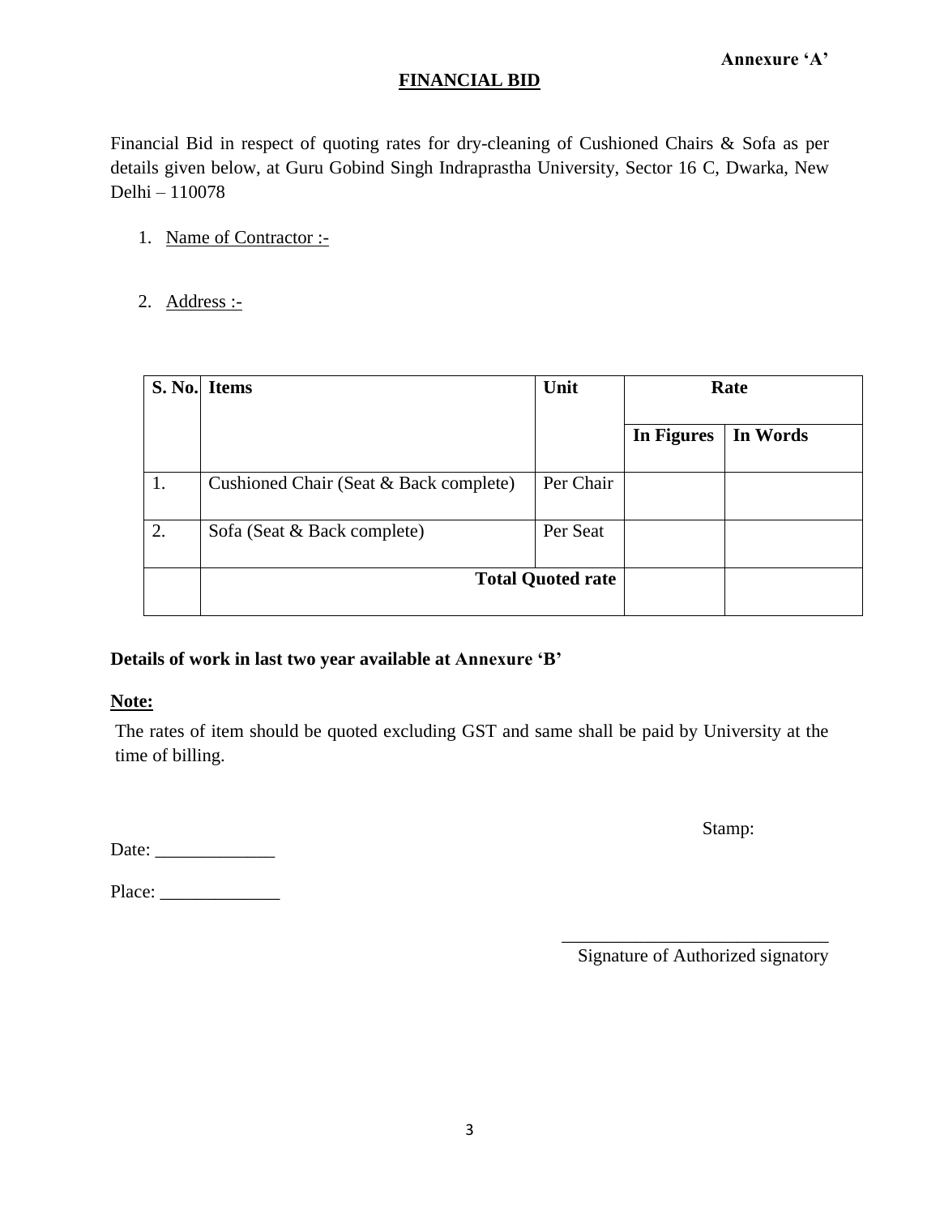**Annexure ‘A’**

## FINANCIAL BID

Financial Bid in respect of quoting rates for dry-cleaning of Cushioned Chairs & Sofa as per details given below, at Guru Gobind Singh Indraprastha University, Sector 16 C, Dwarka, New Delhi – 110078

1. Name of Contractor :-

2. Address :-

| S. No. | Items | Unit | Rate | |
|---|---|---|---|---|
| | | | **In Figures** | **In Words** |
| 1. | Cushioned Chair (Seat & Back complete) | Per Chair | | |
| 2. | Sofa (Seat & Back complete) | Per Seat | | |
| | **Total Quoted rate** | | | |

**Details of work in last two year available at Annexure ‘B’**

**Note:**

The rates of item should be quoted excluding GST and same shall be paid by University at the time of billing.

Stamp:

Date: _____________

Place: _____________

_____________________________
Signature of Authorized signatory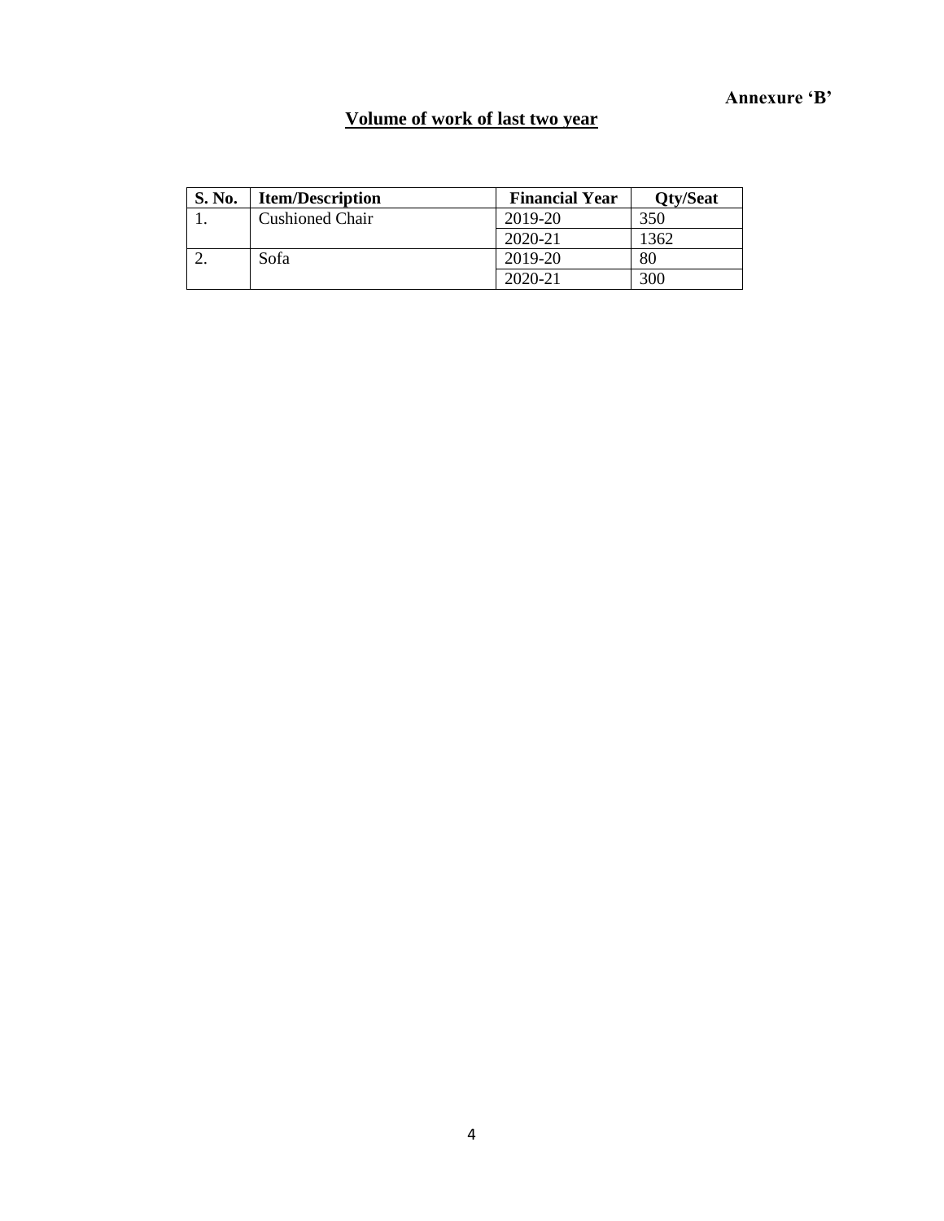**Annexure 'B'**

## Volume of work of last two year

| S. No. | Item/Description | Financial Year | Qty/Seat |
|---|---|---|---|
| 1. | Cushioned Chair | 2019-20 | 350 |
| | | 2020-21 | 1362 |
| 2. | Sofa | 2019-20 | 80 |
| | | 2020-21 | 300 |